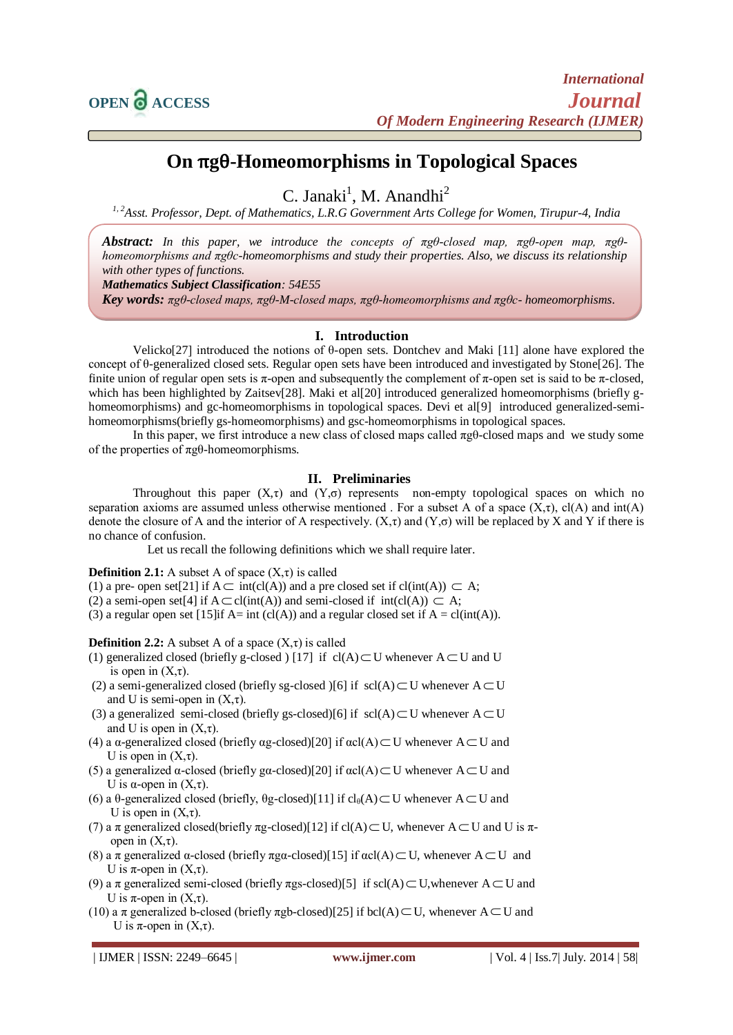# On πgθ-Homeomorphisms in Topological Spaces

C. Janaki[1], M. Anandhi[2]

*[1, 2]Asst. Professor, Dept. of Mathematics, L.R.G Government Arts College for Women, Tirupur-4, India*

***Abstract:*** *In this paper, we introduce the concepts of πgθ-closed map, πgθ-open map, πgθ-homeomorphisms and πgθc-homeomorphisms and study their properties. Also, we discuss its relationship with other types of functions.*

***Mathematics Subject Classification****: 54E55*

***Key words:*** *πgθ-closed maps, πgθ-M-closed maps, πgθ-homeomorphisms and πgθc- homeomorphisms.*

## I. Introduction

Velicko[27] introduced the notions of θ-open sets. Dontchev and Maki [11] alone have explored the concept of θ-generalized closed sets. Regular open sets have been introduced and investigated by Stone[26]. The finite union of regular open sets is π-open and subsequently the complement of π-open set is said to be π-closed, which has been highlighted by Zaitsev[28]. Maki et al[20] introduced generalized homeomorphisms (briefly g-homeomorphisms) and gc-homeomorphisms in topological spaces. Devi et al[9] introduced generalized-semi-homeomorphisms(briefly gs-homeomorphisms) and gsc-homeomorphisms in topological spaces.

In this paper, we first introduce a new class of closed maps called πgθ-closed maps and we study some of the properties of πgθ-homeomorphisms.

## II. Preliminaries

Throughout this paper $(X,\tau)$ and $(Y,\sigma)$ represents non-empty topological spaces on which no separation axioms are assumed unless otherwise mentioned . For a subset A of a space $(X,\tau)$, cl(A) and int(A) denote the closure of A and the interior of A respectively. $(X,\tau)$ and $(Y,\sigma)$ will be replaced by X and Y if there is no chance of confusion.

Let us recall the following definitions which we shall require later.

**Definition 2.1:** A subset A of space $(X,\tau)$ is called

(1) a pre- open set[21] if $A \subset \text{int}(\text{cl}(A))$ and a pre closed set if $\text{cl}(\text{int}(A)) \subset A$;

(2) a semi-open set[4] if $A \subset \text{cl}(\text{int}(A))$ and semi-closed if $\text{int}(\text{cl}(A)) \subset A$;

(3) a regular open set [15]if $A = \text{int}(\text{cl}(A))$ and a regular closed set if $A = \text{cl}(\text{int}(A))$.

**Definition 2.2:** A subset A of a space $(X,\tau)$ is called

(1) generalized closed (briefly g-closed ) [17] if $\text{cl}(A) \subset U$ whenever $A \subset U$ and U is open in $(X,\tau)$.

(2) a semi-generalized closed (briefly sg-closed )[6] if $\text{scl}(A) \subset U$ whenever $A \subset U$ and U is semi-open in $(X,\tau)$.

(3) a generalized semi-closed (briefly gs-closed)[6] if $\text{scl}(A) \subset U$ whenever $A \subset U$ and U is open in $(X,\tau)$.

(4) a α-generalized closed (briefly αg-closed)[20] if $\alpha\text{cl}(A) \subset U$ whenever $A \subset U$ and U is open in $(X,\tau)$.

(5) a generalized α-closed (briefly gα-closed)[20] if $\alpha\text{cl}(A) \subset U$ whenever $A \subset U$ and U is α-open in $(X,\tau)$.

(6) a θ-generalized closed (briefly, θg-closed)[11] if $\text{cl}_\theta(A) \subset U$ whenever $A \subset U$ and U is open in $(X,\tau)$.

(7) a π generalized closed(briefly πg-closed)[12] if $\text{cl}(A) \subset U$, whenever $A \subset U$ and U is π-open in $(X,\tau)$.

(8) a π generalized α-closed (briefly πgα-closed)[15] if $\alpha\text{cl}(A) \subset U$, whenever $A \subset U$ and U is π-open in $(X,\tau)$.

(9) a π generalized semi-closed (briefly πgs-closed)[5] if $\text{scl}(A) \subset U$,whenever $A \subset U$ and U is π-open in $(X,\tau)$.

(10) a π generalized b-closed (briefly πgb-closed)[25] if $\text{bcl}(A) \subset U$, whenever $A \subset U$ and U is π-open in $(X,\tau)$.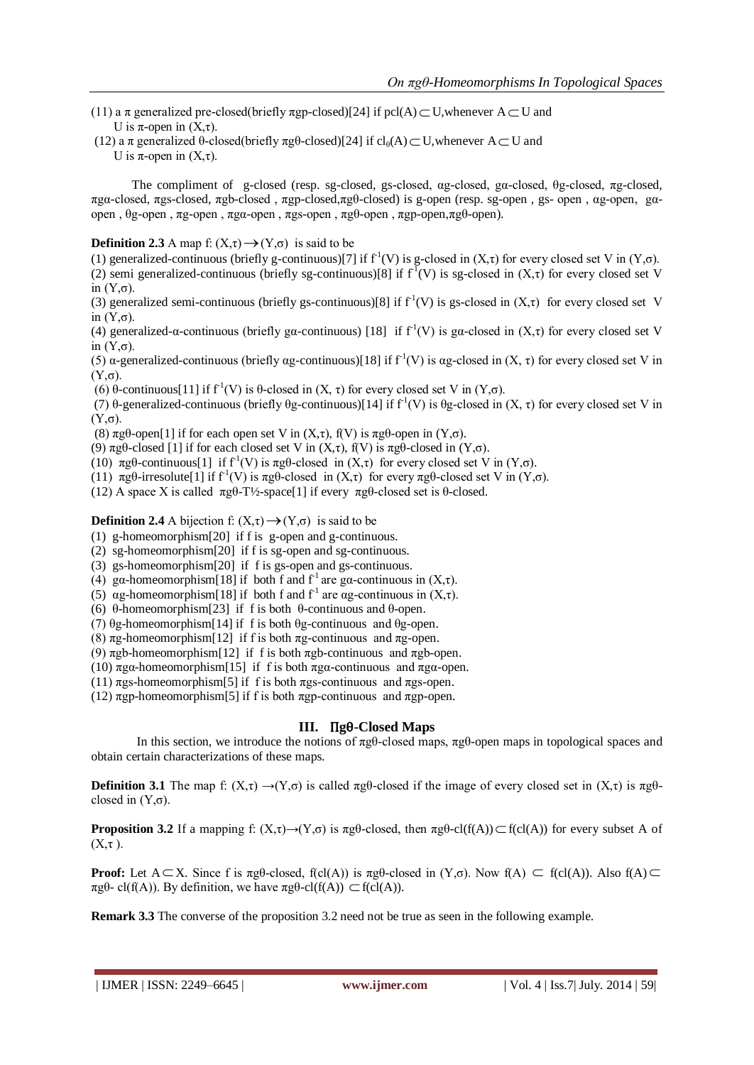(11) a π generalized pre-closed(briefly πgp-closed)[24] if pcl(A) ⊂ U,whenever A ⊂ U and U is π-open in (X,τ).

(12) a π generalized θ-closed(briefly πgθ-closed)[24] if $cl_θ(A)$ ⊂ U,whenever A ⊂ U and U is π-open in (X,τ).

The compliment of g-closed (resp. sg-closed, gs-closed, αg-closed, gα-closed, θg-closed, πg-closed, πgα-closed, πgs-closed, πgb-closed , πgp-closed,πgθ-closed) is g-open (resp. sg-open , gs- open , αg-open, gα-open , θg-open , πg-open , πgα-open , πgs-open , πgθ-open , πgp-open,πgθ-open).

**Definition 2.3** A map f: (X,τ) → (Y,σ) is said to be

(1) generalized-continuous (briefly g-continuous)[7] if $f^{-1}(V)$ is g-closed in (X,τ) for every closed set V in (Y,σ).

(2) semi generalized-continuous (briefly sg-continuous)[8] if $f^{-1}(V)$ is sg-closed in (X,τ) for every closed set V in (Y,σ).

(3) generalized semi-continuous (briefly gs-continuous)[8] if $f^{-1}(V)$ is gs-closed in (X,τ) for every closed set V in (Y,σ).

(4) generalized-α-continuous (briefly gα-continuous) [18] if $f^{-1}(V)$ is gα-closed in (X,τ) for every closed set V in (Y,σ).

(5) α-generalized-continuous (briefly αg-continuous)[18] if $f^{-1}(V)$ is αg-closed in (X, τ) for every closed set V in (Y,σ).

(6) θ-continuous[11] if $f^{-1}(V)$ is θ-closed in (X, τ) for every closed set V in (Y,σ).

(7) θ-generalized-continuous (briefly θg-continuous)[14] if $f^{-1}(V)$ is θg-closed in (X, τ) for every closed set V in (Y,σ).

(8) πgθ-open[1] if for each open set V in (X,τ), f(V) is πgθ-open in (Y,σ).

(9) πgθ-closed [1] if for each closed set V in (X,τ), f(V) is πgθ-closed in (Y,σ).

(10) πgθ-continuous[1] if $f^{-1}(V)$ is πgθ-closed in (X,τ) for every closed set V in (Y,σ).

(11) πgθ-irresolute[1] if $f^{-1}(V)$ is πgθ-closed in (X,τ) for every πgθ-closed set V in (Y,σ).

(12) A space X is called πgθ-T½-space[1] if every πgθ-closed set is θ-closed.

**Definition 2.4** A bijection f: (X,τ) → (Y,σ) is said to be

(1) g-homeomorphism[20] if f is g-open and g-continuous.

(2) sg-homeomorphism[20] if f is sg-open and sg-continuous.

(3) gs-homeomorphism[20] if f is gs-open and gs-continuous.

(4) gα-homeomorphism[18] if both f and $f^{-1}$ are gα-continuous in (X,τ).

(5) αg-homeomorphism[18] if both f and $f^{-1}$ are αg-continuous in (X,τ).

(6) θ-homeomorphism[23] if f is both θ-continuous and θ-open.

(7) θg-homeomorphism[14] if f is both θg-continuous and θg-open.

(8) πg-homeomorphism[12] if f is both πg-continuous and πg-open.

(9) πgb-homeomorphism[12] if f is both πgb-continuous and πgb-open.

(10) πgα-homeomorphism[15] if f is both πgα-continuous and πgα-open.

(11) πgs-homeomorphism[5] if f is both πgs-continuous and πgs-open.

(12) πgp-homeomorphism[5] if f is both πgp-continuous and πgp-open.

## III. Πgθ-Closed Maps

In this section, we introduce the notions of πgθ-closed maps, πgθ-open maps in topological spaces and obtain certain characterizations of these maps.

**Definition 3.1** The map f: (X,τ) →(Y,σ) is called πgθ-closed if the image of every closed set in (X,τ) is πgθ-closed in (Y,σ).

**Proposition 3.2** If a mapping f: (X,τ)→(Y,σ) is πgθ-closed, then πgθ-cl(f(A)) ⊂ f(cl(A)) for every subset A of (X,τ ).

**Proof:** Let A ⊂ X. Since f is πgθ-closed, f(cl(A)) is πgθ-closed in (Y,σ). Now f(A) ⊂ f(cl(A)). Also f(A) ⊂ πgθ- cl(f(A)). By definition, we have πgθ-cl(f(A)) ⊂ f(cl(A)).

**Remark 3.3** The converse of the proposition 3.2 need not be true as seen in the following example.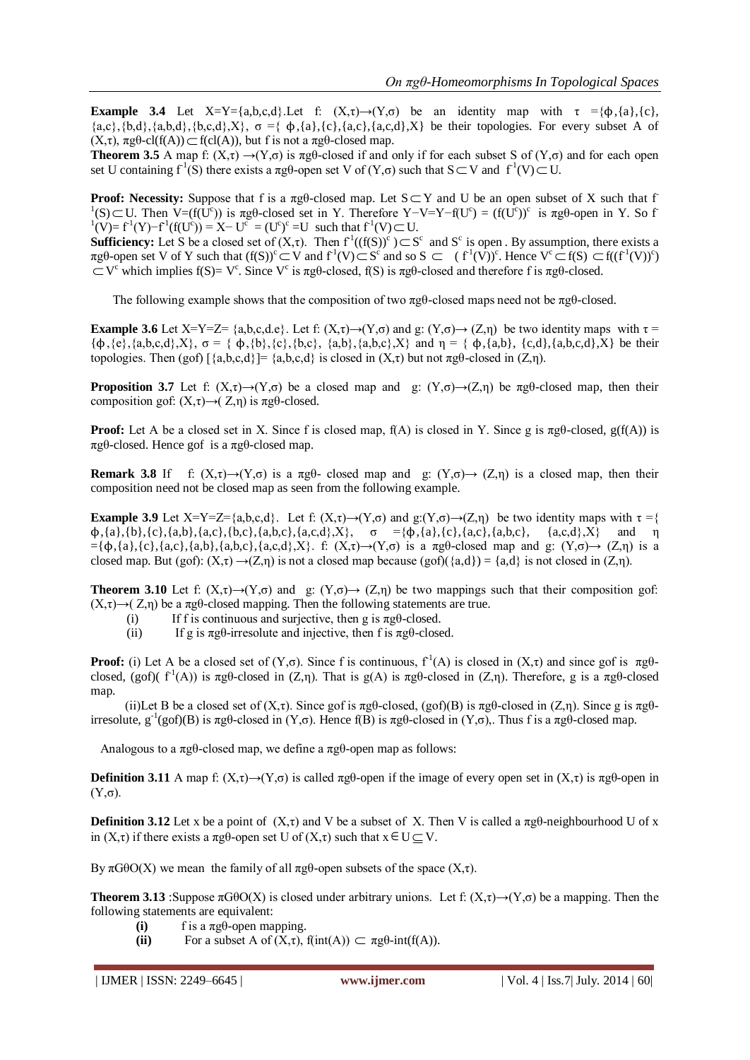**Example 3.4** Let $X=Y=\{a,b,c,d\}$. Let f: $(X,\tau)\to(Y,\sigma)$ be an identity map with $\tau=\{\phi,\{a\},\{c\},\{a,c\},\{b,d\},\{a,b,d\},\{b,c,d\},X\}$, $\sigma=\{\phi,\{a\},\{c\},\{a,c\},\{a,c,d\},X\}$ be their topologies. For every subset A of $(X,\tau)$, $\pi g\theta\text{-}cl(f(A))\subset f(cl(A))$, but f is not a $\pi g\theta$-closed map.

**Theorem 3.5** A map f: $(X,\tau)\to(Y,\sigma)$ is $\pi g\theta$-closed if and only if for each subset S of $(Y,\sigma)$ and for each open set U containing $f^{-1}(S)$ there exists a $\pi g\theta$-open set V of $(Y,\sigma)$ such that $S\subset V$ and $f^{-1}(V)\subset U$.

**Proof: Necessity:** Suppose that f is a $\pi g\theta$-closed map. Let $S\subset Y$ and U be an open subset of X such that $f^{-1}(S)\subset U$. Then $V=(f(U^c))$ is $\pi g\theta$-closed set in Y. Therefore $Y-V=Y-f(U^c)=(f(U^c))^c$ is $\pi g\theta$-open in Y. So $f^{-1}(V)=f^{-1}(Y)-f^{-1}(f(U^c))=X-U^c=(U^c)^c=U$ such that $f^{-1}(V)\subset U$.

**Sufficiency:** Let S be a closed set of $(X,\tau)$. Then $f^{-1}((f(S))^c)\subset S^c$ and $S^c$ is open. By assumption, there exists a $\pi g\theta$-open set V of Y such that $(f(S))^c\subset V$ and $f^{-1}(V)\subset S^c$ and so $S\subset(f^{-1}(V))^c$. Hence $V^c\subset f(S)\subset f((f^{-1}(V))^c)\subset V^c$ which implies $f(S)=V^c$. Since $V^c$ is $\pi g\theta$-closed, f(S) is $\pi g\theta$-closed and therefore f is $\pi g\theta$-closed.

The following example shows that the composition of two $\pi g\theta$-closed maps need not be $\pi g\theta$-closed.

**Example 3.6** Let $X=Y=Z=\{a,b,c,d,e\}$. Let f: $(X,\tau)\to(Y,\sigma)$ and g: $(Y,\sigma)\to(Z,\eta)$ be two identity maps with $\tau=\{\phi,\{e\},\{a,b,c,d\},X\}$, $\sigma=\{\phi,\{b\},\{c\},\{b,c\},\{a,b\},\{a,b,c\},X\}$ and $\eta=\{\phi,\{a,b\},\{c,d\},\{a,b,c,d\},X\}$ be their topologies. Then $(gof)[\{a,b,c,d\}]=\{a,b,c,d\}$ is closed in $(X,\tau)$ but not $\pi g\theta$-closed in $(Z,\eta)$.

**Proposition 3.7** Let f: $(X,\tau)\to(Y,\sigma)$ be a closed map and g: $(Y,\sigma)\to(Z,\eta)$ be $\pi g\theta$-closed map, then their composition gof: $(X,\tau)\to(Z,\eta)$ is $\pi g\theta$-closed.

**Proof:** Let A be a closed set in X. Since f is closed map, f(A) is closed in Y. Since g is $\pi g\theta$-closed, g(f(A)) is $\pi g\theta$-closed. Hence gof is a $\pi g\theta$-closed map.

**Remark 3.8** If f: $(X,\tau)\to(Y,\sigma)$ is a $\pi g\theta$- closed map and g: $(Y,\sigma)\to(Z,\eta)$ is a closed map, then their composition need not be closed map as seen from the following example.

**Example 3.9** Let $X=Y=Z=\{a,b,c,d\}$. Let f: $(X,\tau)\to(Y,\sigma)$ and g: $(Y,\sigma)\to(Z,\eta)$ be two identity maps with $\tau=\{\phi,\{a\},\{b\},\{c\},\{a,b\},\{a,c\},\{b,c\},\{a,b,c\},\{a,c,d\},X\}$, $\sigma=\{\phi,\{a\},\{c\},\{a,c\},\{a,b,c\},\{a,c,d\},X\}$ and $\eta=\{\phi,\{a\},\{c\},\{a,c\},\{a,b\},\{a,b,c\},\{a,c,d\},X\}$. f: $(X,\tau)\to(Y,\sigma)$ is a $\pi g\theta$-closed map and g: $(Y,\sigma)\to(Z,\eta)$ is a closed map. But (gof): $(X,\tau)\to(Z,\eta)$ is not a closed map because $(gof)(\{a,d\})=\{a,d\}$ is not closed in $(Z,\eta)$.

**Theorem 3.10** Let f: $(X,\tau)\to(Y,\sigma)$ and g: $(Y,\sigma)\to(Z,\eta)$ be two mappings such that their composition gof: $(X,\tau)\to(Z,\eta)$ be a $\pi g\theta$-closed mapping. Then the following statements are true.

(i) If f is continuous and surjective, then g is $\pi g\theta$-closed.

(ii) If g is $\pi g\theta$-irresolute and injective, then f is $\pi g\theta$-closed.

**Proof:** (i) Let A be a closed set of $(Y,\sigma)$. Since f is continuous, $f^{-1}(A)$ is closed in $(X,\tau)$ and since gof is $\pi g\theta$-closed, $(gof)(f^{-1}(A))$ is $\pi g\theta$-closed in $(Z,\eta)$. That is g(A) is $\pi g\theta$-closed in $(Z,\eta)$. Therefore, g is a $\pi g\theta$-closed map.

(ii)Let B be a closed set of $(X,\tau)$. Since gof is $\pi g\theta$-closed, (gof)(B) is $\pi g\theta$-closed in $(Z,\eta)$. Since g is $\pi g\theta$-irresolute, $g^{-1}(gof)(B)$ is $\pi g\theta$-closed in $(Y,\sigma)$. Hence f(B) is $\pi g\theta$-closed in $(Y,\sigma)$,. Thus f is a $\pi g\theta$-closed map.

Analogous to a $\pi g\theta$-closed map, we define a $\pi g\theta$-open map as follows:

**Definition 3.11** A map f: $(X,\tau)\to(Y,\sigma)$ is called $\pi g\theta$-open if the image of every open set in $(X,\tau)$ is $\pi g\theta$-open in $(Y,\sigma)$.

**Definition 3.12** Let x be a point of $(X,\tau)$ and V be a subset of X. Then V is called a $\pi g\theta$-neighbourhood U of x in $(X,\tau)$ if there exists a $\pi g\theta$-open set U of $(X,\tau)$ such that $x\in U\subseteq V$.

By $\pi G\theta O(X)$ we mean the family of all $\pi g\theta$-open subsets of the space $(X,\tau)$.

**Theorem 3.13** :Suppose $\pi G\theta O(X)$ is closed under arbitrary unions. Let f: $(X,\tau)\to(Y,\sigma)$ be a mapping. Then the following statements are equivalent:

**(i)** f is a $\pi g\theta$-open mapping.

**(ii)** For a subset A of $(X,\tau)$, $f(int(A))\subset\pi g\theta\text{-}int(f(A))$.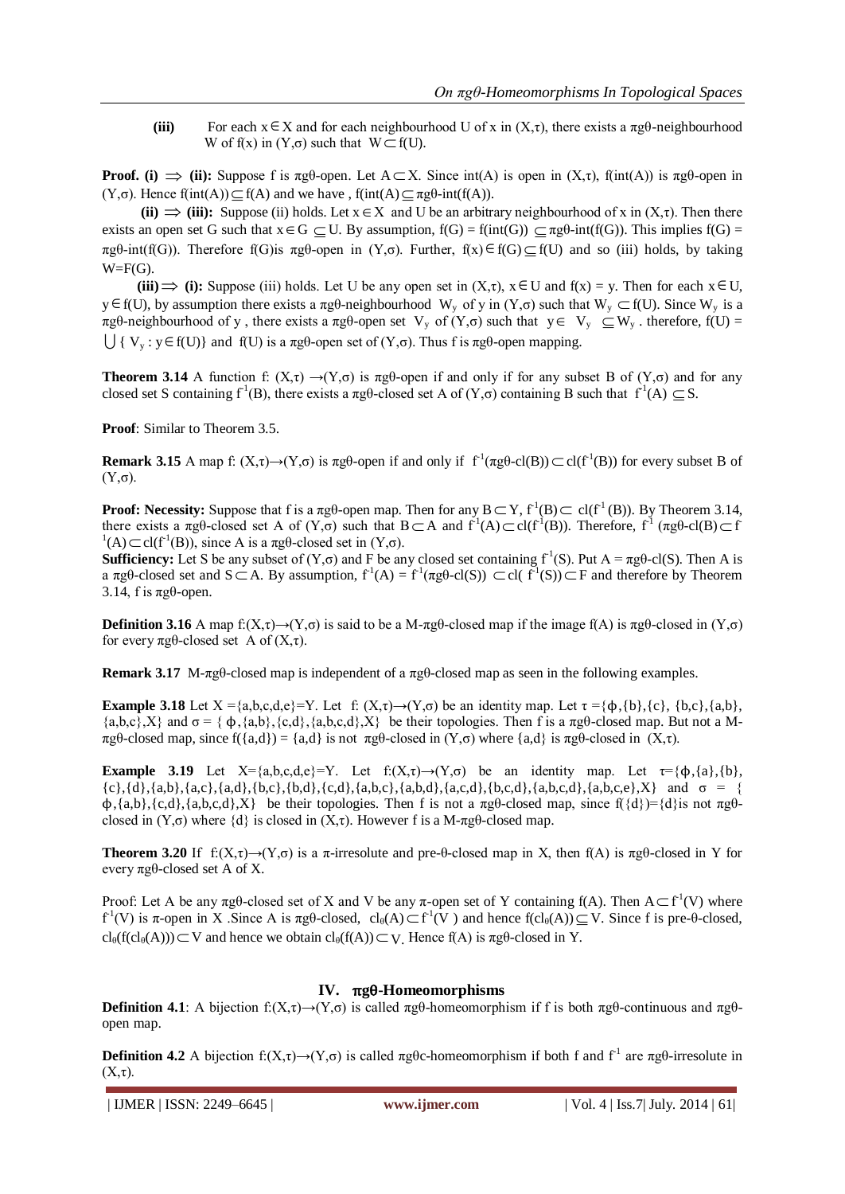**(iii)** For each $x \in X$ and for each neighbourhood U of x in $(X,\tau)$, there exists a $\pi g\theta$-neighbourhood W of f(x) in $(Y,\sigma)$ such that $W \subset f(U)$.

**Proof. (i) $\Rightarrow$ (ii):** Suppose f is $\pi g\theta$-open. Let $A \subset X$. Since int(A) is open in $(X,\tau)$, f(int(A)) is $\pi g\theta$-open in $(Y,\sigma)$. Hence $f(int(A)) \subseteq f(A)$ and we have , $f(int(A) \subseteq \pi g\theta\text{-}int(f(A))$.

**(ii) $\Rightarrow$ (iii):** Suppose (ii) holds. Let $x \in X$ and U be an arbitrary neighbourhood of x in $(X,\tau)$. Then there exists an open set G such that $x \in G \subseteq U$. By assumption, $f(G) = f(int(G)) \subseteq \pi g\theta\text{-}int(f(G))$. This implies $f(G) = \pi g\theta\text{-}int(f(G))$. Therefore f(G)is $\pi g\theta$-open in $(Y,\sigma)$. Further, $f(x) \in f(G) \subseteq f(U)$ and so (iii) holds, by taking W=F(G).

**(iii) $\Rightarrow$ (i):** Suppose (iii) holds. Let U be any open set in $(X,\tau)$, $x \in U$ and $f(x) = y$. Then for each $x \in U$, $y \in f(U)$, by assumption there exists a $\pi g\theta$-neighbourhood $W_y$ of y in $(Y,\sigma)$ such that $W_y \subset f(U)$. Since $W_y$ is a $\pi g\theta$-neighbourhood of y , there exists a $\pi g\theta$-open set $V_y$ of $(Y,\sigma)$ such that $y \in V_y \subseteq W_y$ . therefore, $f(U) = \bigcup \{ V_y : y \in f(U)\}$ and f(U) is a $\pi g\theta$-open set of $(Y,\sigma)$. Thus f is $\pi g\theta$-open mapping.

**Theorem 3.14** A function f: $(X,\tau) \rightarrow (Y,\sigma)$ is $\pi g\theta$-open if and only if for any subset B of $(Y,\sigma)$ and for any closed set S containing $f^{-1}(B)$, there exists a $\pi g\theta$-closed set A of $(Y,\sigma)$ containing B such that $f^{-1}(A) \subseteq S$.

**Proof**: Similar to Theorem 3.5.

**Remark 3.15** A map f: $(X,\tau) \rightarrow (Y,\sigma)$ is $\pi g\theta$-open if and only if $f^{-1}(\pi g\theta\text{-}cl(B)) \subset cl(f^{-1}(B))$ for every subset B of $(Y,\sigma)$.

**Proof: Necessity:** Suppose that f is a $\pi g\theta$-open map. Then for any $B \subset Y$, $f^{-1}(B) \subset cl(f^{-1}(B))$. By Theorem 3.14, there exists a $\pi g\theta$-closed set A of $(Y,\sigma)$ such that $B \subset A$ and $f^{-1}(A) \subset cl(f^{-1}(B))$. Therefore, $f^{-1}(\pi g\theta\text{-}cl(B) \subset f^{-1}(A) \subset cl(f^{-1}(B))$, since A is a $\pi g\theta$-closed set in $(Y,\sigma)$.

**Sufficiency:** Let S be any subset of $(Y,\sigma)$ and F be any closed set containing $f^{-1}(S)$. Put $A = \pi g\theta\text{-}cl(S)$. Then A is a $\pi g\theta$-closed set and $S \subset A$. By assumption, $f^{-1}(A) = f^{-1}(\pi g\theta\text{-}cl(S)) \subset cl(f^{-1}(S)) \subset F$ and therefore by Theorem 3.14, f is $\pi g\theta$-open.

**Definition 3.16** A map $f:(X,\tau) \rightarrow (Y,\sigma)$ is said to be a M-$\pi g\theta$-closed map if the image f(A) is $\pi g\theta$-closed in $(Y,\sigma)$ for every $\pi g\theta$-closed set A of $(X,\tau)$.

**Remark 3.17** M-$\pi g\theta$-closed map is independent of a $\pi g\theta$-closed map as seen in the following examples.

**Example 3.18** Let X ={a,b,c,d,e}=Y. Let f: $(X,\tau) \rightarrow (Y,\sigma)$ be an identity map. Let $\tau$ ={ϕ,{b},{c}, {b,c},{a,b}, {a,b,c},X} and $\sigma$ = { ϕ,{a,b},{c,d},{a,b,c,d},X} be their topologies. Then f is a $\pi g\theta$-closed map. But not a M-$\pi g\theta$-closed map, since f({a,d}) = {a,d} is not $\pi g\theta$-closed in $(Y,\sigma)$ where {a,d} is $\pi g\theta$-closed in $(X,\tau)$.

**Example 3.19** Let X={a,b,c,d,e}=Y. Let $f:(X,\tau) \rightarrow (Y,\sigma)$ be an identity map. Let $\tau$={ϕ,{a},{b}, {c},{d},{a,b},{a,c},{a,d},{b,c},{b,d},{c,d},{a,b,c},{a,b,d},{a,c,d},{b,c,d},{a,b,c,d},{a,b,c,e},X} and $\sigma$ = { ϕ,{a,b},{c,d},{a,b,c,d},X} be their topologies. Then f is not a $\pi g\theta$-closed map, since f({d})={d}is not $\pi g\theta$-closed in $(Y,\sigma)$ where {d} is closed in $(X,\tau)$. However f is a M-$\pi g\theta$-closed map.

**Theorem 3.20** If $f:(X,\tau) \rightarrow (Y,\sigma)$ is a $\pi$-irresolute and pre-$\theta$-closed map in X, then f(A) is $\pi g\theta$-closed in Y for every $\pi g\theta$-closed set A of X.

Proof: Let A be any $\pi g\theta$-closed set of X and V be any $\pi$-open set of Y containing f(A). Then $A \subset f^{-1}(V)$ where $f^{-1}(V)$ is $\pi$-open in X .Since A is $\pi g\theta$-closed, $cl_\theta(A) \subset f^{-1}(V)$ and hence $f(cl_\theta(A)) \subseteq V$. Since f is pre-$\theta$-closed, $cl_\theta(f(cl_\theta(A))) \subset V$ and hence we obtain $cl_\theta(f(A)) \subset V$. Hence f(A) is $\pi g\theta$-closed in Y.

## IV. $\pi g\theta$-Homeomorphisms

**Definition 4.1**: A bijection $f:(X,\tau) \rightarrow (Y,\sigma)$ is called $\pi g\theta$-homeomorphism if f is both $\pi g\theta$-continuous and $\pi g\theta$-open map.

**Definition 4.2** A bijection $f:(X,\tau) \rightarrow (Y,\sigma)$ is called $\pi g\theta$c-homeomorphism if both f and $f^{-1}$ are $\pi g\theta$-irresolute in $(X,\tau)$.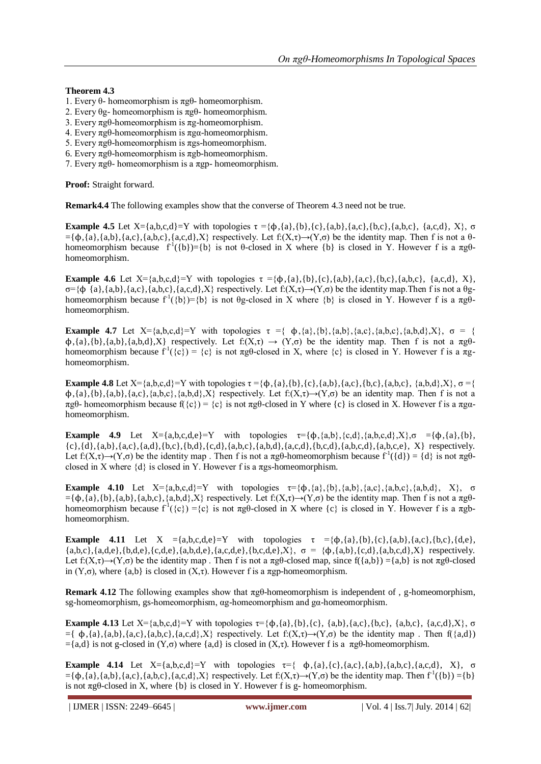**Theorem 4.3**

1. Every θ- homeomorphism is πgθ- homeomorphism.
2. Every θg- homeomorphism is πgθ- homeomorphism.
3. Every πgθ-homeomorphism is πg-homeomorphism.
4. Every πgθ-homeomorphism is πgα-homeomorphism.
5. Every πgθ-homeomorphism is πgs-homeomorphism.
6. Every πgθ-homeomorphism is πgb-homeomorphism.
7. Every πgθ- homeomorphism is a πgp- homeomorphism.

**Proof:** Straight forward.

**Remark4.4** The following examples show that the converse of Theorem 4.3 need not be true.

**Example 4.5** Let X={a,b,c,d}=Y with topologies τ ={ϕ,{a},{b},{c},{a,b},{a,c},{b,c},{a,b,c}, {a,c,d}, X}, σ ={ϕ,{a},{a,b},{a,c},{a,b,c},{a,c,d},X} respectively. Let f:(X,τ)→(Y,σ) be the identity map. Then f is not a θ-homeomorphism because $f^{-1}$({b})={b} is not θ-closed in X where {b} is closed in Y. However f is a πgθ-homeomorphism.

**Example 4.6** Let X={a,b,c,d}=Y with topologies τ ={ϕ,{a},{b},{c},{a,b},{a,c},{b,c},{a,b,c}, {a,c,d}, X}, σ={ϕ {a},{a,b},{a,c},{a,b,c},{a,c,d},X} respectively. Let f:(X,τ)→(Y,σ) be the identity map.Then f is not a θg-homeomorphism because $f^{-1}$({b})={b} is not θg-closed in X where {b} is closed in Y. However f is a πgθ-homeomorphism.

**Example 4.7** Let X={a,b,c,d}=Y with topologies τ ={ ϕ,{a},{b},{a,b},{a,c},{a,b,c},{a,b,d},X}, σ = { ϕ,{a},{b},{a,b},{a,b,d},X} respectively. Let f:(X,τ) → (Y,σ) be the identity map. Then f is not a πgθ-homeomorphism because $f^{-1}$({c}) = {c} is not πgθ-closed in X, where {c} is closed in Y. However f is a πg-homeomorphism.

**Example 4.8** Let X={a,b,c,d}=Y with topologies τ ={ϕ,{a},{b},{c},{a,b},{a,c},{b,c},{a,b,c}, {a,b,d},X}, σ ={ ϕ,{a},{b},{a,b},{a,c},{a,b,c},{a,b,d},X} respectively. Let f:(X,τ)→(Y,σ) be an identity map. Then f is not a πgθ- homeomorphism because f({c}) = {c} is not πgθ-closed in Y where {c} is closed in X. However f is a πgα-homeomorphism.

**Example 4.9** Let X={a,b,c,d,e}=Y with topologies τ={ϕ,{a,b},{c,d},{a,b,c,d},X},σ ={ϕ,{a},{b}, {c},{d},{a,b},{a,c},{a,d},{b,c},{b,d},{c,d},{a,b,c},{a,b,d},{a,c,d},{b,c,d},{a,b,c,d},{a,b,c,e}, X} respectively. Let f:(X,τ)→(Y,σ) be the identity map . Then f is not a πgθ-homeomorphism because $f^{-1}$({d}) = {d} is not πgθ-closed in X where {d} is closed in Y. However f is a πgs-homeomorphism.

**Example 4.10** Let X={a,b,c,d}=Y with topologies τ={ϕ,{a},{b},{a,b},{a,c},{a,b,c},{a,b,d}, X}, σ ={ϕ,{a},{b},{a,b},{a,b,c},{a,b,d},X} respectively. Let f:(X,τ)→(Y,σ) be the identity map. Then f is not a πgθ-homeomorphism because $f^{-1}$({c}) ={c} is not πgθ-closed in X where {c} is closed in Y. However f is a πgb-homeomorphism.

**Example 4.11** Let X ={a,b,c,d,e}=Y with topologies τ ={ϕ,{a},{b},{c},{a,b},{a,c},{b,c},{d,e}, {a,b,c},{a,d,e},{b,d,e},{c,d,e},{a,b,d,e},{a,c,d,e},{b,c,d,e},X}, σ = {ϕ,{a,b},{c,d},{a,b,c,d},X} respectively. Let f:(X,τ)→(Y,σ) be the identity map . Then f is not a πgθ-closed map, since f({a,b}) ={a,b} is not πgθ-closed in (Y,σ), where {a,b} is closed in (X,τ). However f is a πgp-homeomorphism.

**Remark 4.12** The following examples show that πgθ-homeomorphism is independent of , g-homeomorphism, sg-homeomorphism, gs-homeomorphism, αg-homeomorphism and gα-homeomorphism.

**Example 4.13** Let X={a,b,c,d}=Y with topologies τ={ϕ,{a},{b},{c}, {a,b},{a,c},{b,c}, {a,b,c}, {a,c,d},X}, σ ={ ϕ,{a},{a,b},{a,c},{a,b,c},{a,c,d},X} respectively. Let f:(X,τ)→(Y,σ) be the identity map . Then f({a,d}) ={a,d} is not g-closed in (Y,σ) where {a,d} is closed in (X,τ). However f is a πgθ-homeomorphism.

**Example 4.14** Let X={a,b,c,d}=Y with topologies τ={ ϕ,{a},{c},{a,c},{a,b},{a,b,c},{a,c,d}, X}, σ ={ϕ,{a},{a,b},{a,c},{a,b,c},{a,c,d},X} respectively. Let f:(X,τ)→(Y,σ) be the identity map. Then $f^{-1}$({b}) ={b} is not πgθ-closed in X, where {b} is closed in Y. However f is g- homeomorphism.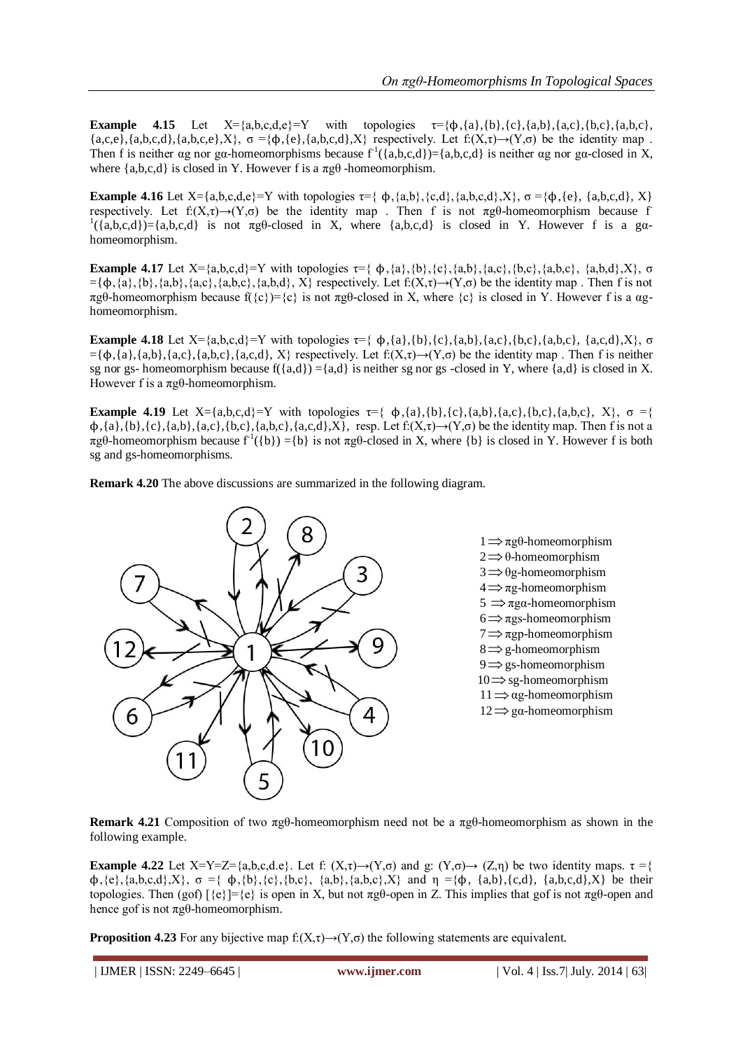**Example 4.15** Let $X=\{a,b,c,d,e\}=Y$ with topologies $\tau=\{\phi,\{a\},\{b\},\{c\},\{a,b\},\{a,c\},\{b,c\},\{a,b,c\},\{a,c,e\},\{a,b,c,d\},\{a,b,c,e\},X\}$, $\sigma=\{\phi,\{e\},\{a,b,c,d\},X\}$ respectively. Let $f:(X,\tau)\rightarrow(Y,\sigma)$ be the identity map . Then f is neither αg nor gα-homeomorphisms because $f^{-1}(\{a,b,c,d\})=\{a,b,c,d\}$ is neither αg nor gα-closed in X, where $\{a,b,c,d\}$ is closed in Y. However f is a πgθ -homeomorphism.

**Example 4.16** Let $X=\{a,b,c,d,e\}=Y$ with topologies $\tau=\{\phi,\{a,b\},\{c,d\},\{a,b,c,d\},X\}$, $\sigma=\{\phi,\{e\},\{a,b,c,d\},X\}$ respectively. Let $f:(X,\tau)\rightarrow(Y,\sigma)$ be the identity map . Then f is not πgθ-homeomorphism because $f^{-1}(\{a,b,c,d\})=\{a,b,c,d\}$ is not πgθ-closed in X, where $\{a,b,c,d\}$ is closed in Y. However f is a gα-homeomorphism.

**Example 4.17** Let $X=\{a,b,c,d\}=Y$ with topologies $\tau=\{\phi,\{a\},\{b\},\{c\},\{a,b\},\{a,c\},\{b,c\},\{a,b,c\},\{a,b,d\},X\}$, $\sigma=\{\phi,\{a\},\{b\},\{a,b\},\{a,c\},\{a,b,c\},\{a,b,d\},X\}$ respectively. Let $f:(X,\tau)\rightarrow(Y,\sigma)$ be the identity map . Then f is not πgθ-homeomorphism because $f(\{c\})=\{c\}$ is not πgθ-closed in X, where $\{c\}$ is closed in Y. However f is a αg-homeomorphism.

**Example 4.18** Let $X=\{a,b,c,d\}=Y$ with topologies $\tau=\{\phi,\{a\},\{b\},\{c\},\{a,b\},\{a,c\},\{b,c\},\{a,b,c\},\{a,c,d\},X\}$, $\sigma=\{\phi,\{a\},\{a,b\},\{a,c\},\{a,b,c\},\{a,c,d\},X\}$ respectively. Let $f:(X,\tau)\rightarrow(Y,\sigma)$ be the identity map . Then f is neither sg nor gs- homeomorphism because $f(\{a,d\})=\{a,d\}$ is neither sg nor gs -closed in Y, where $\{a,d\}$ is closed in X. However f is a πgθ-homeomorphism.

**Example 4.19** Let $X=\{a,b,c,d\}=Y$ with topologies $\tau=\{\phi,\{a\},\{b\},\{c\},\{a,b\},\{a,c\},\{b,c\},\{a,b,c\},X\}$, $\sigma=\{\phi,\{a\},\{b\},\{c\},\{a,b\},\{a,c\},\{b,c\},\{a,b,c\},\{a,c,d\},X\}$, resp. Let $f:(X,\tau)\rightarrow(Y,\sigma)$ be the identity map. Then f is not a πgθ-homeomorphism because $f^{-1}(\{b\})=\{b\}$ is not πgθ-closed in X, where $\{b\}$ is closed in Y. However f is both sg and gs-homeomorphisms.

**Remark 4.20** The above discussions are summarized in the following diagram.

1 ⟹ πgθ-homeomorphism
2 ⟹ θ-homeomorphism
3 ⟹ θg-homeomorphism
4 ⟹ πg-homeomorphism
5 ⟹ πgα-homeomorphism
6 ⟹ πgs-homeomorphism
7 ⟹ πgp-homeomorphism
8 ⟹ g-homeomorphism
9 ⟹ gs-homeomorphism
10 ⟹ sg-homeomorphism
11 ⟹ αg-homeomorphism
12 ⟹ gα-homeomorphism

**Remark 4.21** Composition of two πgθ-homeomorphism need not be a πgθ-homeomorphism as shown in the following example.

**Example 4.22** Let $X=Y=Z=\{a,b,c,d,e\}$. Let $f:(X,\tau)\rightarrow(Y,\sigma)$ and $g:(Y,\sigma)\rightarrow(Z,\eta)$ be two identity maps. $\tau=\{\phi,\{e\},\{a,b,c,d\},X\}$, $\sigma=\{\phi,\{b\},\{c\},\{b,c\},\{a,b\},\{a,b,c\},X\}$ and $\eta=\{\phi,\{a,b\},\{c,d\},\{a,b,c,d\},X\}$ be their topologies. Then $(gof)[\{e\}]=\{e\}$ is open in X, but not πgθ-open in Z. This implies that gof is not πgθ-open and hence gof is not πgθ-homeomorphism.

**Proposition 4.23** For any bijective map $f:(X,\tau)\rightarrow(Y,\sigma)$ the following statements are equivalent.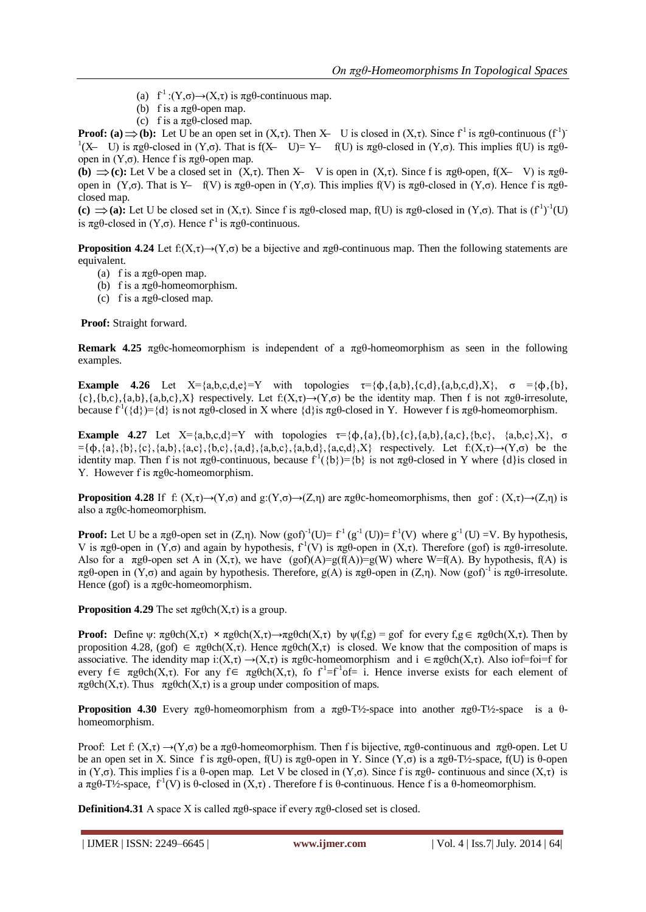(a) $f^{-1}:(Y,\sigma)\rightarrow(X,\tau)$ is πgθ-continuous map.

(b) f is a πgθ-open map.

(c) f is a πgθ-closed map.

**Proof: (a) ⟹ (b):** Let U be an open set in $(X,\tau)$. Then $X- U$ is closed in $(X,\tau)$. Since $f^{-1}$ is πgθ-continuous $(f^{-1})^{-1}(X- U)$ is πgθ-closed in $(Y,\sigma)$. That is $f(X- U)= Y- f(U)$ is πgθ-closed in $(Y,\sigma)$. This implies f(U) is πgθ-open in $(Y,\sigma)$. Hence f is πgθ-open map.

**(b) ⟹ (c):** Let V be a closed set in $(X,\tau)$. Then $X- V$ is open in $(X,\tau)$. Since f is πgθ-open, $f(X- V)$ is πgθ-open in $(Y,\sigma)$. That is $Y- f(V)$ is πgθ-open in $(Y,\sigma)$. This implies f(V) is πgθ-closed in $(Y,\sigma)$. Hence f is πgθ-closed map.

**(c) ⟹ (a):** Let U be closed set in $(X,\tau)$. Since f is πgθ-closed map, f(U) is πgθ-closed in $(Y,\sigma)$. That is $(f^{-1})^{-1}(U)$ is πgθ-closed in $(Y,\sigma)$. Hence $f^{-1}$ is πgθ-continuous.

**Proposition 4.24** Let $f:(X,\tau)\rightarrow(Y,\sigma)$ be a bijective and πgθ-continuous map. Then the following statements are equivalent.

(a) f is a πgθ-open map.

(b) f is a πgθ-homeomorphism.

(c) f is a πgθ-closed map.

**Proof:** Straight forward.

**Remark 4.25** πgθc-homeomorphism is independent of a πgθ-homeomorphism as seen in the following examples.

**Example 4.26** Let X={a,b,c,d,e}=Y with topologies τ={ϕ,{a,b},{c,d},{a,b,c,d},X}, σ ={ϕ,{b},{c},{b,c},{a,b},{a,b,c},X} respectively. Let $f:(X,\tau)\rightarrow(Y,\sigma)$ be the identity map. Then f is not πgθ-irresolute, because $f^{-1}(\{d\})=\{d\}$ is not πgθ-closed in X where {d}is πgθ-closed in Y. However f is πgθ-homeomorphism.

**Example 4.27** Let X={a,b,c,d}=Y with topologies τ={ϕ,{a},{b},{c},{a,b},{a,c},{b,c}, {a,b,c},X}, σ ={ϕ,{a},{b},{c},{a,b},{a,c},{b,c},{a,d},{a,b,c},{a,b,d},{a,c,d},X} respectively. Let $f:(X,\tau)\rightarrow(Y,\sigma)$ be the identity map. Then f is not πgθ-continuous, because $f^{-1}(\{b\})=\{b\}$ is not πgθ-closed in Y where {d}is closed in Y. However f is πgθc-homeomorphism.

**Proposition 4.28** If $f: (X,\tau)\rightarrow(Y,\sigma)$ and $g:(Y,\sigma)\rightarrow(Z,\eta)$ are πgθc-homeomorphisms, then $gof : (X,\tau)\rightarrow(Z,\eta)$ is also a πgθc-homeomorphism.

**Proof:** Let U be a πgθ-open set in $(Z,\eta)$. Now $(gof)^{-1}(U)= f^{-1}(g^{-1}(U))= f^{-1}(V)$ where $g^{-1}(U) =V$. By hypothesis, V is πgθ-open in $(Y,\sigma)$ and again by hypothesis, $f^{-1}(V)$ is πgθ-open in $(X,\tau)$. Therefore (gof) is πgθ-irresolute. Also for a πgθ-open set A in $(X,\tau)$, we have $(gof)(A)=g(f(A))=g(W)$ where W=f(A). By hypothesis, f(A) is πgθ-open in $(Y,\sigma)$ and again by hypothesis. Therefore, g(A) is πgθ-open in $(Z,\eta)$. Now $(gof)^{-1}$ is πgθ-irresolute. Hence (gof) is a πgθc-homeomorphism.

**Proposition 4.29** The set $\pi g\theta ch(X,\tau)$ is a group.

**Proof:** Define $\psi: \pi g\theta ch(X,\tau) \times \pi g\theta ch(X,\tau)\rightarrow\pi g\theta ch(X,\tau)$ by $\psi(f,g) = gof$ for every $f,g\in \pi g\theta ch(X,\tau)$. Then by proposition 4.28, $(gof) \in \pi g\theta ch(X,\tau)$. Hence $\pi g\theta ch(X,\tau)$ is closed. We know that the composition of maps is associative. The idendity map $i:(X,\tau) \rightarrow(X,\tau)$ is πgθc-homeomorphism and $i \in\pi g\theta ch(X,\tau)$. Also $iof=foi=f$ for every $f\in \pi g\theta ch(X,\tau)$. For any $f\in \pi g\theta ch(X,\tau)$, $fo f^{-1}=f^{-1}of= i$. Hence inverse exists for each element of $\pi g\theta ch(X,\tau)$. Thus $\pi g\theta ch(X,\tau)$ is a group under composition of maps.

**Proposition 4.30** Every πgθ-homeomorphism from a πgθ-T½-space into another πgθ-T½-space is a θ-homeomorphism.

Proof: Let $f: (X,\tau) \rightarrow(Y,\sigma)$ be a πgθ-homeomorphism. Then f is bijective, πgθ-continuous and πgθ-open. Let U be an open set in X. Since f is πgθ-open, f(U) is πgθ-open in Y. Since $(Y,\sigma)$ is a πgθ-T½-space, f(U) is θ-open in $(Y,\sigma)$. This implies f is a θ-open map. Let V be closed in $(Y,\sigma)$. Since f is πgθ- continuous and since $(X,\tau)$ is a πgθ-T½-space, $f^{-1}(V)$ is θ-closed in $(X,\tau)$ . Therefore f is θ-continuous. Hence f is a θ-homeomorphism.

**Definition4.31** A space X is called πgθ-space if every πgθ-closed set is closed.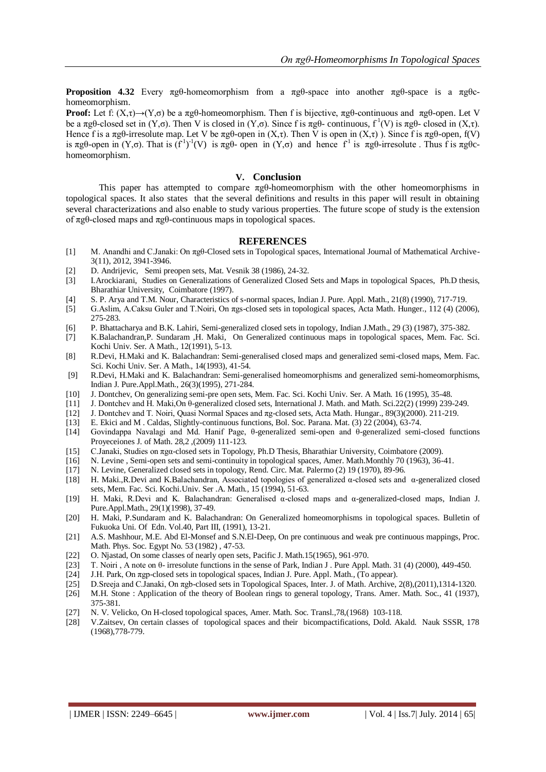**Proposition 4.32** Every πgθ-homeomorphism from a πgθ-space into another πgθ-space is a πgθc-homeomorphism.

**Proof:** Let f: $(X,\tau)\rightarrow(Y,\sigma)$ be a πgθ-homeomorphism. Then f is bijective, πgθ-continuous and πgθ-open. Let V be a πgθ-closed set in $(Y,\sigma)$. Then V is closed in $(Y,\sigma)$. Since f is πgθ- continuous, $f^{-1}(V)$ is πgθ- closed in $(X,\tau)$. Hence f is a πgθ-irresolute map. Let V be πgθ-open in $(X,\tau)$. Then V is open in $(X,\tau)$ ). Since f is πgθ-open, f(V) is πgθ-open in $(Y,\sigma)$. That is $(f^{-1})^{-1}(V)$ is πgθ- open in $(Y,\sigma)$ and hence $f^{-1}$ is πgθ-irresolute . Thus f is πgθc-homeomorphism.

## V. Conclusion

This paper has attempted to compare πgθ-homeomorphism with the other homeomorphisms in topological spaces. It also states that the several definitions and results in this paper will result in obtaining several characterizations and also enable to study various properties. The future scope of study is the extension of πgθ-closed maps and πgθ-continuous maps in topological spaces.

## REFERENCES

[1] M. Anandhi and C.Janaki: On πgθ-Closed sets in Topological spaces, International Journal of Mathematical Archive-3(11), 2012, 3941-3946.

[2] D. Andrijevic, Semi preopen sets, Mat. Vesnik 38 (1986), 24-32.

[3] I.Arockiarani, Studies on Generalizations of Generalized Closed Sets and Maps in topological Spaces, Ph.D thesis, Bharathiar University, Coimbatore (1997).

[4] S. P. Arya and T.M. Nour, Characteristics of s-normal spaces, Indian J. Pure. Appl. Math., 21(8) (1990), 717-719.

[5] G.Aslim, A.Caksu Guler and T.Noiri, On πgs-closed sets in topological spaces, Acta Math. Hunger., 112 (4) (2006), 275-283.

[6] P. Bhattacharya and B.K. Lahiri, Semi-generalized closed sets in topology, Indian J.Math., 29 (3) (1987), 375-382.

[7] K.Balachandran,P. Sundaram ,H. Maki, On Generalized continuous maps in topological spaces, Mem. Fac. Sci. Kochi Univ. Ser. A Math., 12(1991), 5-13.

[8] R.Devi, H.Maki and K. Balachandran: Semi-generalised closed maps and generalized semi-closed maps, Mem. Fac. Sci. Kochi Univ. Ser. A Math., 14(1993), 41-54.

[9] R.Devi, H.Maki and K. Balachandran: Semi-generalised homeomorphisms and generalized semi-homeomorphisms, Indian J. Pure.Appl.Math., 26(3)(1995), 271-284.

[10] J. Dontchev, On generalizing semi-pre open sets, Mem. Fac. Sci. Kochi Univ. Ser. A Math. 16 (1995), 35-48.

[11] J. Dontchev and H. Maki,On θ-generalized closed sets, International J. Math. and Math. Sci.22(2) (1999) 239-249.

[12] J. Dontchev and T. Noiri, Quasi Normal Spaces and πg-closed sets, Acta Math. Hungar., 89(3)(2000). 211-219.

[13] E. Ekici and M . Caldas, Slightly-continuous functions, Bol. Soc. Parana. Mat. (3) 22 (2004), 63-74.

[14] Govindappa Navalagi and Md. Hanif Page, θ-generalized semi-open and θ-generalized semi-closed functions Proyeceiones J. of Math. 28,2 ,(2009) 111-123.

[15] C.Janaki, Studies on πgα-closed sets in Topology, Ph.D Thesis, Bharathiar University, Coimbatore (2009).

[16] N. Levine , Semi-open sets and semi-continuity in topological spaces, Amer. Math.Monthly 70 (1963), 36-41.

[17] N. Levine, Generalized closed sets in topology, Rend. Circ. Mat. Palermo (2) 19 (1970), 89-96.

[18] H. Maki.,R.Devi and K.Balachandran, Associated topologies of generalized α-closed sets and α-generalized closed sets, Mem. Fac. Sci. Kochi.Univ. Ser .A. Math., 15 (1994), 51-63.

[19] H. Maki, R.Devi and K. Balachandran: Generalised α-closed maps and α-generalized-closed maps, Indian J. Pure.Appl.Math., 29(1)(1998), 37-49.

[20] H. Maki, P.Sundaram and K. Balachandran: On Generalized homeomorphisms in topological spaces. Bulletin of Fukuoka Uni. Of Edn. Vol.40, Part III, (1991), 13-21.

[21] A.S. Mashhour, M.E. Abd El-Monsef and S.N.El-Deep, On pre continuous and weak pre continuous mappings, Proc. Math. Phys. Soc. Egypt No. 53 (1982) , 47-53.

[22] O. Njastad, On some classes of nearly open sets, Pacific J. Math.15(1965), 961-970.

[23] T. Noiri , A note on θ- irresolute functions in the sense of Park, Indian J . Pure Appl. Math. 31 (4) (2000), 449-450.

[24] J.H. Park, On πgp-closed sets in topological spaces, Indian J. Pure. Appl. Math., (To appear).

[25] D.Sreeja and C.Janaki, On πgb-closed sets in Topological Spaces, Inter. J. of Math. Archive, 2(8),(2011),1314-1320.

[26] M.H. Stone : Application of the theory of Boolean rings to general topology, Trans. Amer. Math. Soc., 41 (1937), 375-381.

[27] N. V. Velicko, On H-closed topological spaces, Amer. Math. Soc. Transl.,78,(1968) 103-118.

[28] V.Zaitsev, On certain classes of topological spaces and their bicompactifications, Dold. Akald. Nauk SSSR, 178 (1968),778-779.